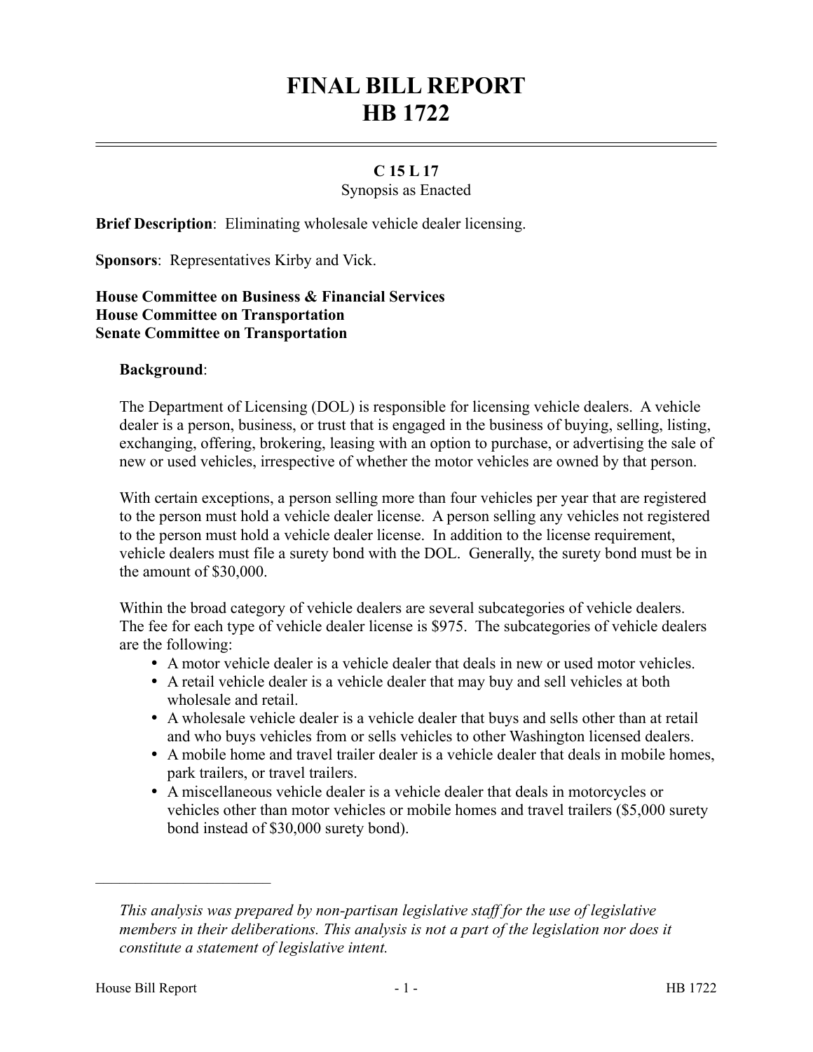# FINAL BILL REPORT
# HB 1722

**C 15 L 17**

Synopsis as Enacted

**Brief Description**: Eliminating wholesale vehicle dealer licensing.

**Sponsors**: Representatives Kirby and Vick.

**House Committee on Business & Financial Services**
**House Committee on Transportation**
**Senate Committee on Transportation**

**Background**:

The Department of Licensing (DOL) is responsible for licensing vehicle dealers. A vehicle dealer is a person, business, or trust that is engaged in the business of buying, selling, listing, exchanging, offering, brokering, leasing with an option to purchase, or advertising the sale of new or used vehicles, irrespective of whether the motor vehicles are owned by that person.

With certain exceptions, a person selling more than four vehicles per year that are registered to the person must hold a vehicle dealer license. A person selling any vehicles not registered to the person must hold a vehicle dealer license. In addition to the license requirement, vehicle dealers must file a surety bond with the DOL. Generally, the surety bond must be in the amount of $30,000.

Within the broad category of vehicle dealers are several subcategories of vehicle dealers. The fee for each type of vehicle dealer license is $975. The subcategories of vehicle dealers are the following:

- A motor vehicle dealer is a vehicle dealer that deals in new or used motor vehicles.
- A retail vehicle dealer is a vehicle dealer that may buy and sell vehicles at both wholesale and retail.
- A wholesale vehicle dealer is a vehicle dealer that buys and sells other than at retail and who buys vehicles from or sells vehicles to other Washington licensed dealers.
- A mobile home and travel trailer dealer is a vehicle dealer that deals in mobile homes, park trailers, or travel trailers.
- A miscellaneous vehicle dealer is a vehicle dealer that deals in motorcycles or vehicles other than motor vehicles or mobile homes and travel trailers ($5,000 surety bond instead of $30,000 surety bond).

---

*This analysis was prepared by non-partisan legislative staff for the use of legislative members in their deliberations. This analysis is not a part of the legislation nor does it constitute a statement of legislative intent.*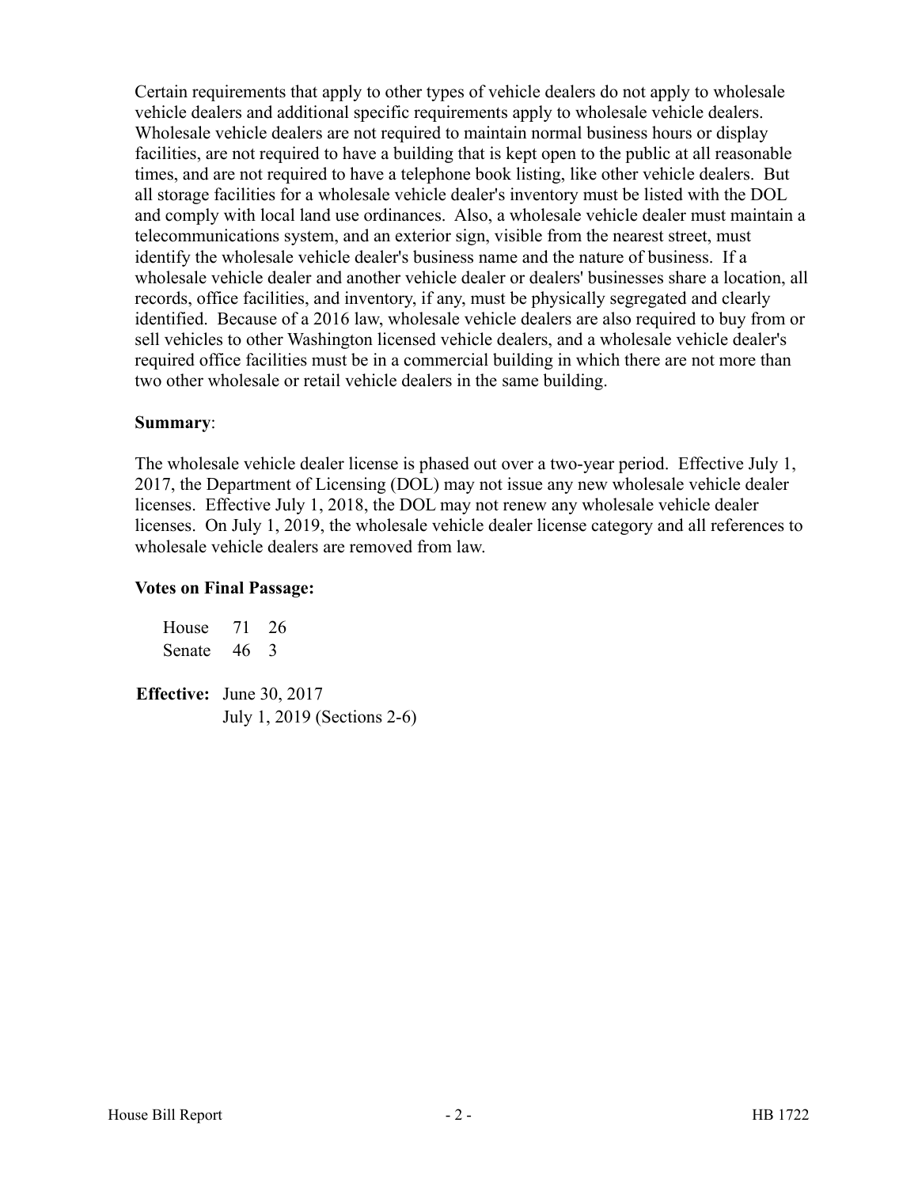Certain requirements that apply to other types of vehicle dealers do not apply to wholesale vehicle dealers and additional specific requirements apply to wholesale vehicle dealers. Wholesale vehicle dealers are not required to maintain normal business hours or display facilities, are not required to have a building that is kept open to the public at all reasonable times, and are not required to have a telephone book listing, like other vehicle dealers. But all storage facilities for a wholesale vehicle dealer's inventory must be listed with the DOL and comply with local land use ordinances. Also, a wholesale vehicle dealer must maintain a telecommunications system, and an exterior sign, visible from the nearest street, must identify the wholesale vehicle dealer's business name and the nature of business. If a wholesale vehicle dealer and another vehicle dealer or dealers' businesses share a location, all records, office facilities, and inventory, if any, must be physically segregated and clearly identified. Because of a 2016 law, wholesale vehicle dealers are also required to buy from or sell vehicles to other Washington licensed vehicle dealers, and a wholesale vehicle dealer's required office facilities must be in a commercial building in which there are not more than two other wholesale or retail vehicle dealers in the same building.

**Summary**:

The wholesale vehicle dealer license is phased out over a two-year period. Effective July 1, 2017, the Department of Licensing (DOL) may not issue any new wholesale vehicle dealer licenses. Effective July 1, 2018, the DOL may not renew any wholesale vehicle dealer licenses. On July 1, 2019, the wholesale vehicle dealer license category and all references to wholesale vehicle dealers are removed from law.

**Votes on Final Passage:**

| | | |
|---|---|---|
| House | 71 | 26 |
| Senate | 46 | 3 |

**Effective:** June 30, 2017
July 1, 2019 (Sections 2-6)